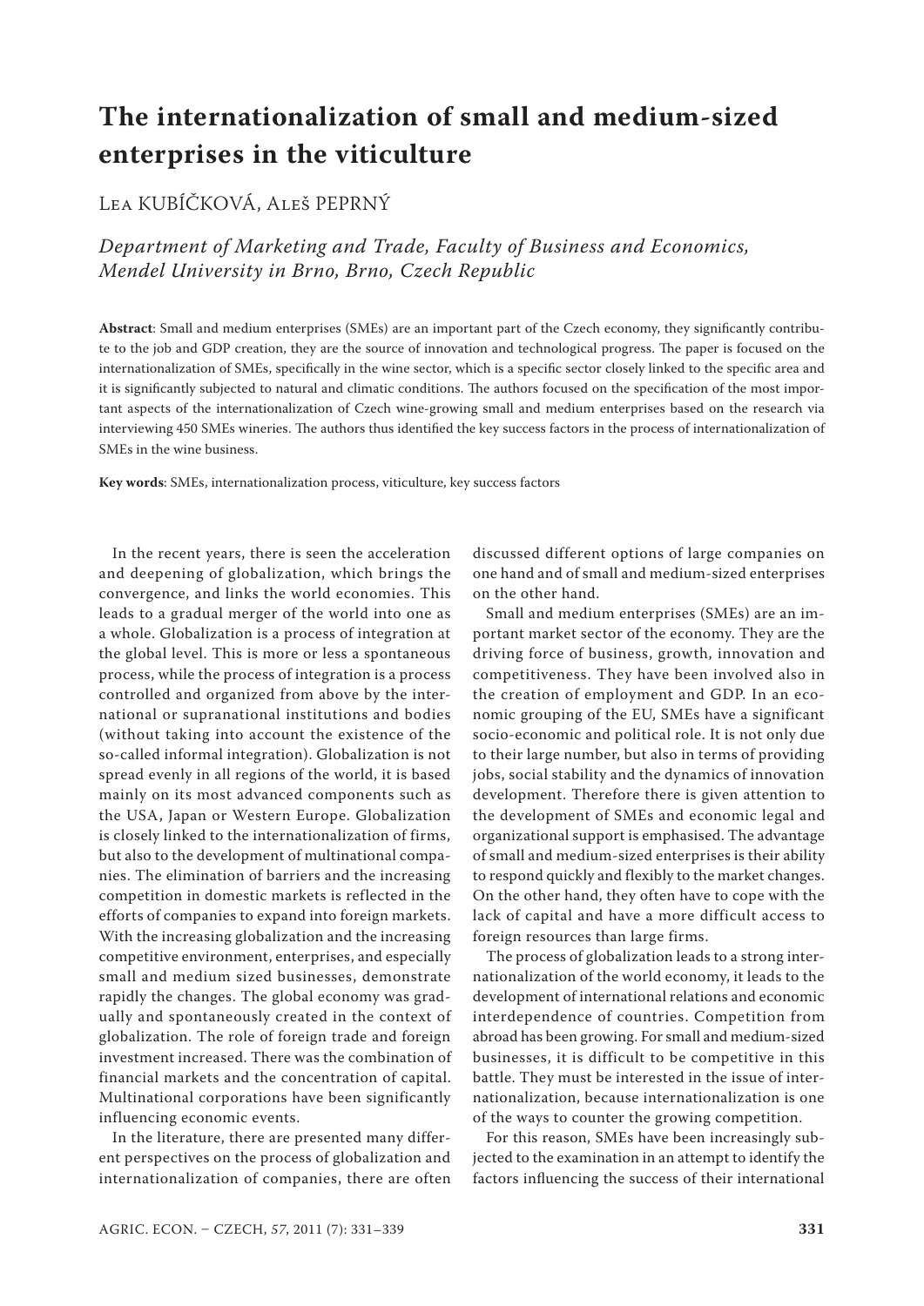# The internationalization of small and medium-sized enterprises in the viticulture

Lea KUBÍČKOVÁ, Aleš PEPRNÝ

*Department of Marketing and Trade, Faculty of Business and Economics, Mendel University in Brno, Brno, Czech Republic*

**Abstract**: Small and medium enterprises (SMEs) are an important part of the Czech economy, they significantly contribute to the job and GDP creation, they are the source of innovation and technological progress. The paper is focused on the internationalization of SMEs, specifically in the wine sector, which is a specific sector closely linked to the specific area and it is significantly subjected to natural and climatic conditions. The authors focused on the specification of the most important aspects of the internationalization of Czech wine-growing small and medium enterprises based on the research via interviewing 450 SMEs wineries. The authors thus identified the key success factors in the process of internationalization of SMEs in the wine business.

**Key words**: SMEs, internationalization process, viticulture, key success factors

In the recent years, there is seen the acceleration and deepening of globalization, which brings the convergence, and links the world economies. This leads to a gradual merger of the world into one as a whole. Globalization is a process of integration at the global level. This is more or less a spontaneous process, while the process of integration is a process controlled and organized from above by the international or supranational institutions and bodies (without taking into account the existence of the so-called informal integration). Globalization is not spread evenly in all regions of the world, it is based mainly on its most advanced components such as the USA, Japan or Western Europe. Globalization is closely linked to the internationalization of firms, but also to the development of multinational companies. The elimination of barriers and the increasing competition in domestic markets is reflected in the efforts of companies to expand into foreign markets. With the increasing globalization and the increasing competitive environment, enterprises, and especially small and medium sized businesses, demonstrate rapidly the changes. The global economy was gradually and spontaneously created in the context of globalization. The role of foreign trade and foreign investment increased. There was the combination of financial markets and the concentration of capital. Multinational corporations have been significantly influencing economic events.

In the literature, there are presented many different perspectives on the process of globalization and internationalization of companies, there are often discussed different options of large companies on one hand and of small and medium-sized enterprises on the other hand.

Small and medium enterprises (SMEs) are an important market sector of the economy. They are the driving force of business, growth, innovation and competitiveness. They have been involved also in the creation of employment and GDP. In an economic grouping of the EU, SMEs have a significant socio-economic and political role. It is not only due to their large number, but also in terms of providing jobs, social stability and the dynamics of innovation development. Therefore there is given attention to the development of SMEs and economic legal and organizational support is emphasised. The advantage of small and medium-sized enterprises is their ability to respond quickly and flexibly to the market changes. On the other hand, they often have to cope with the lack of capital and have a more difficult access to foreign resources than large firms.

The process of globalization leads to a strong internationalization of the world economy, it leads to the development of international relations and economic interdependence of countries. Competition from abroad has been growing. For small and medium-sized businesses, it is difficult to be competitive in this battle. They must be interested in the issue of internationalization, because internationalization is one of the ways to counter the growing competition.

For this reason, SMEs have been increasingly subjected to the examination in an attempt to identify the factors influencing the success of their international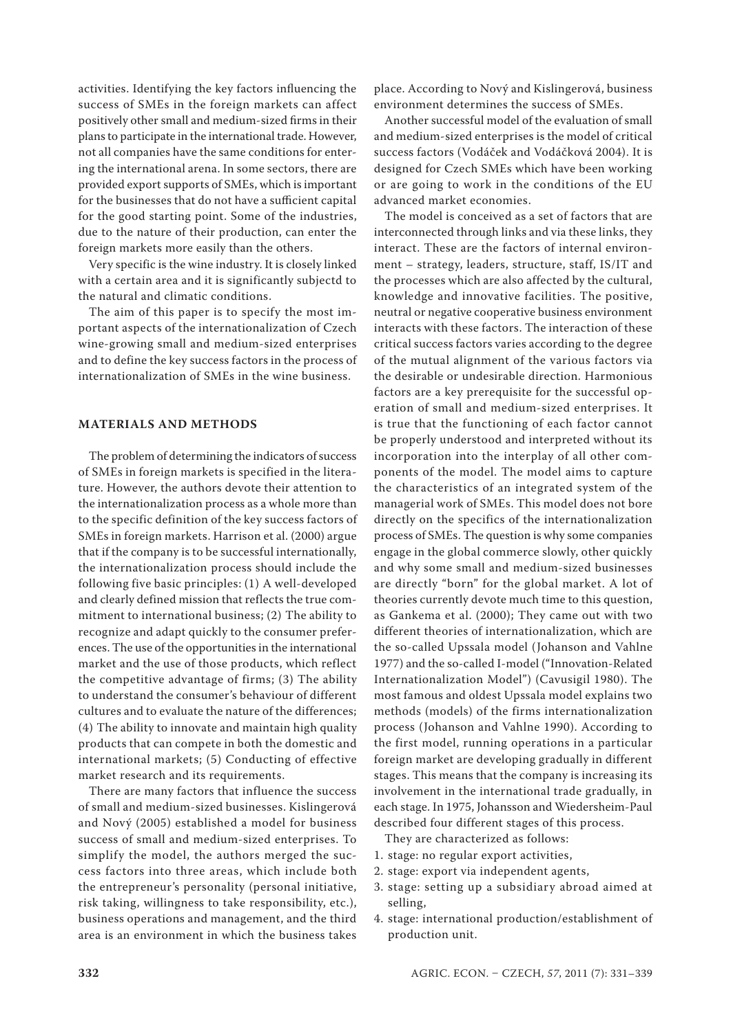activities. Identifying the key factors influencing the success of SMEs in the foreign markets can affect positively other small and medium-sized firms in their plans to participate in the international trade. However, not all companies have the same conditions for entering the international arena. In some sectors, there are provided export supports of SMEs, which is important for the businesses that do not have a sufficient capital for the good starting point. Some of the industries, due to the nature of their production, can enter the foreign markets more easily than the others.

Very specific is the wine industry. It is closely linked with a certain area and it is significantly subjectd to the natural and climatic conditions.

The aim of this paper is to specify the most important aspects of the internationalization of Czech wine-growing small and medium-sized enterprises and to define the key success factors in the process of internationalization of SMEs in the wine business.

## MATERIALS AND METHODS

The problem of determining the indicators of success of SMEs in foreign markets is specified in the literature. However, the authors devote their attention to the internationalization process as a whole more than to the specific definition of the key success factors of SMEs in foreign markets. Harrison et al. (2000) argue that if the company is to be successful internationally, the internationalization process should include the following five basic principles: (1) A well-developed and clearly defined mission that reflects the true commitment to international business; (2) The ability to recognize and adapt quickly to the consumer preferences. The use of the opportunities in the international market and the use of those products, which reflect the competitive advantage of firms; (3) The ability to understand the consumer's behaviour of different cultures and to evaluate the nature of the differences; (4) The ability to innovate and maintain high quality products that can compete in both the domestic and international markets; (5) Conducting of effective market research and its requirements.

There are many factors that influence the success of small and medium-sized businesses. Kislingerová and Nový (2005) established a model for business success of small and medium-sized enterprises. To simplify the model, the authors merged the success factors into three areas, which include both the entrepreneur's personality (personal initiative, risk taking, willingness to take responsibility, etc.), business operations and management, and the third area is an environment in which the business takes place. According to Nový and Kislingerová, business environment determines the success of SMEs.

Another successful model of the evaluation of small and medium-sized enterprises is the model of critical success factors (Vodáček and Vodáčková 2004). It is designed for Czech SMEs which have been working or are going to work in the conditions of the EU advanced market economies.

The model is conceived as a set of factors that are interconnected through links and via these links, they interact. These are the factors of internal environment – strategy, leaders, structure, staff, IS/IT and the processes which are also affected by the cultural, knowledge and innovative facilities. The positive, neutral or negative cooperative business environment interacts with these factors. The interaction of these critical success factors varies according to the degree of the mutual alignment of the various factors via the desirable or undesirable direction. Harmonious factors are a key prerequisite for the successful operation of small and medium-sized enterprises. It is true that the functioning of each factor cannot be properly understood and interpreted without its incorporation into the interplay of all other components of the model. The model aims to capture the characteristics of an integrated system of the managerial work of SMEs. This model does not bore directly on the specifics of the internationalization process of SMEs. The question is why some companies engage in the global commerce slowly, other quickly and why some small and medium-sized businesses are directly "born" for the global market. A lot of theories currently devote much time to this question, as Gankema et al. (2000); They came out with two different theories of internationalization, which are the so-called Upssala model (Johanson and Vahlne 1977) and the so-called I-model ("Innovation-Related Internationalization Model") (Cavusigil 1980). The most famous and oldest Upssala model explains two methods (models) of the firms internationalization process (Johanson and Vahlne 1990). According to the first model, running operations in a particular foreign market are developing gradually in different stages. This means that the company is increasing its involvement in the international trade gradually, in each stage. In 1975, Johansson and Wiedersheim-Paul described four different stages of this process.

They are characterized as follows:

1. stage: no regular export activities,
2. stage: export via independent agents,
3. stage: setting up a subsidiary abroad aimed at selling,
4. stage: international production/establishment of production unit.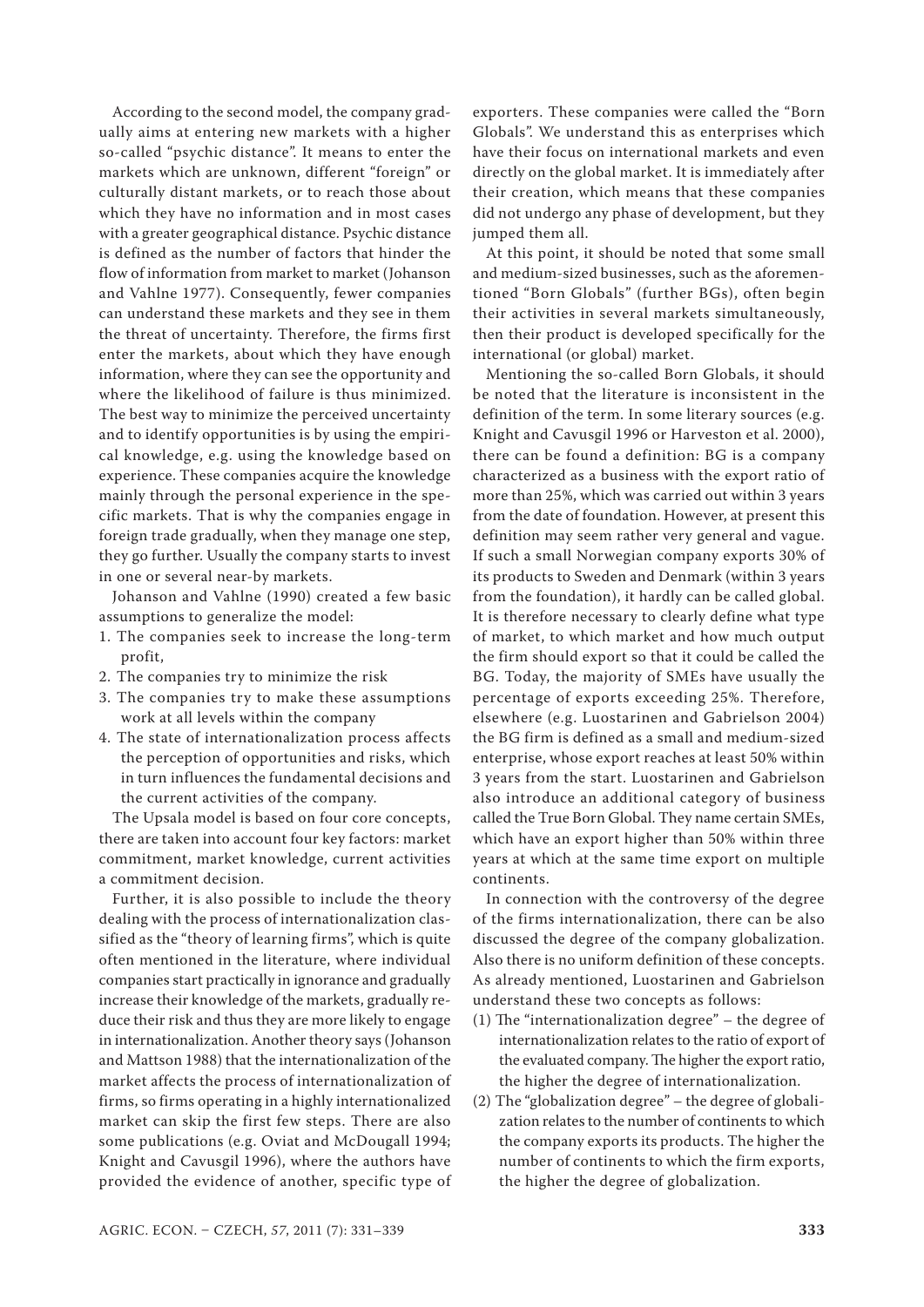According to the second model, the company gradually aims at entering new markets with a higher so-called "psychic distance". It means to enter the markets which are unknown, different "foreign" or culturally distant markets, or to reach those about which they have no information and in most cases with a greater geographical distance. Psychic distance is defined as the number of factors that hinder the flow of information from market to market (Johanson and Vahlne 1977). Consequently, fewer companies can understand these markets and they see in them the threat of uncertainty. Therefore, the firms first enter the markets, about which they have enough information, where they can see the opportunity and where the likelihood of failure is thus minimized. The best way to minimize the perceived uncertainty and to identify opportunities is by using the empirical knowledge, e.g. using the knowledge based on experience. These companies acquire the knowledge mainly through the personal experience in the specific markets. That is why the companies engage in foreign trade gradually, when they manage one step, they go further. Usually the company starts to invest in one or several near-by markets.

Johanson and Vahlne (1990) created a few basic assumptions to generalize the model:

1. The companies seek to increase the long-term profit,
2. The companies try to minimize the risk
3. The companies try to make these assumptions work at all levels within the company
4. The state of internationalization process affects the perception of opportunities and risks, which in turn influences the fundamental decisions and the current activities of the company.

The Upsala model is based on four core concepts, there are taken into account four key factors: market commitment, market knowledge, current activities a commitment decision.

Further, it is also possible to include the theory dealing with the process of internationalization classified as the "theory of learning firms", which is quite often mentioned in the literature, where individual companies start practically in ignorance and gradually increase their knowledge of the markets, gradually reduce their risk and thus they are more likely to engage in internationalization. Another theory says (Johanson and Mattson 1988) that the internationalization of the market affects the process of internationalization of firms, so firms operating in a highly internationalized market can skip the first few steps. There are also some publications (e.g. Oviat and McDougall 1994; Knight and Cavusgil 1996), where the authors have provided the evidence of another, specific type of exporters. These companies were called the "Born Globals". We understand this as enterprises which have their focus on international markets and even directly on the global market. It is immediately after their creation, which means that these companies did not undergo any phase of development, but they jumped them all.

At this point, it should be noted that some small and medium-sized businesses, such as the aforementioned "Born Globals" (further BGs), often begin their activities in several markets simultaneously, then their product is developed specifically for the international (or global) market.

Mentioning the so-called Born Globals, it should be noted that the literature is inconsistent in the definition of the term. In some literary sources (e.g. Knight and Cavusgil 1996 or Harveston et al. 2000), there can be found a definition: BG is a company characterized as a business with the export ratio of more than 25%, which was carried out within 3 years from the date of foundation. However, at present this definition may seem rather very general and vague. If such a small Norwegian company exports 30% of its products to Sweden and Denmark (within 3 years from the foundation), it hardly can be called global. It is therefore necessary to clearly define what type of market, to which market and how much output the firm should export so that it could be called the BG. Today, the majority of SMEs have usually the percentage of exports exceeding 25%. Therefore, elsewhere (e.g. Luostarinen and Gabrielson 2004) the BG firm is defined as a small and medium-sized enterprise, whose export reaches at least 50% within 3 years from the start. Luostarinen and Gabrielson also introduce an additional category of business called the True Born Global. They name certain SMEs, which have an export higher than 50% within three years at which at the same time export on multiple continents.

In connection with the controversy of the degree of the firms internationalization, there can be also discussed the degree of the company globalization. Also there is no uniform definition of these concepts. As already mentioned, Luostarinen and Gabrielson understand these two concepts as follows:

(1) The "internationalization degree" – the degree of internationalization relates to the ratio of export of the evaluated company. The higher the export ratio, the higher the degree of internationalization.

(2) The "globalization degree" – the degree of globalization relates to the number of continents to which the company exports its products. The higher the number of continents to which the firm exports, the higher the degree of globalization.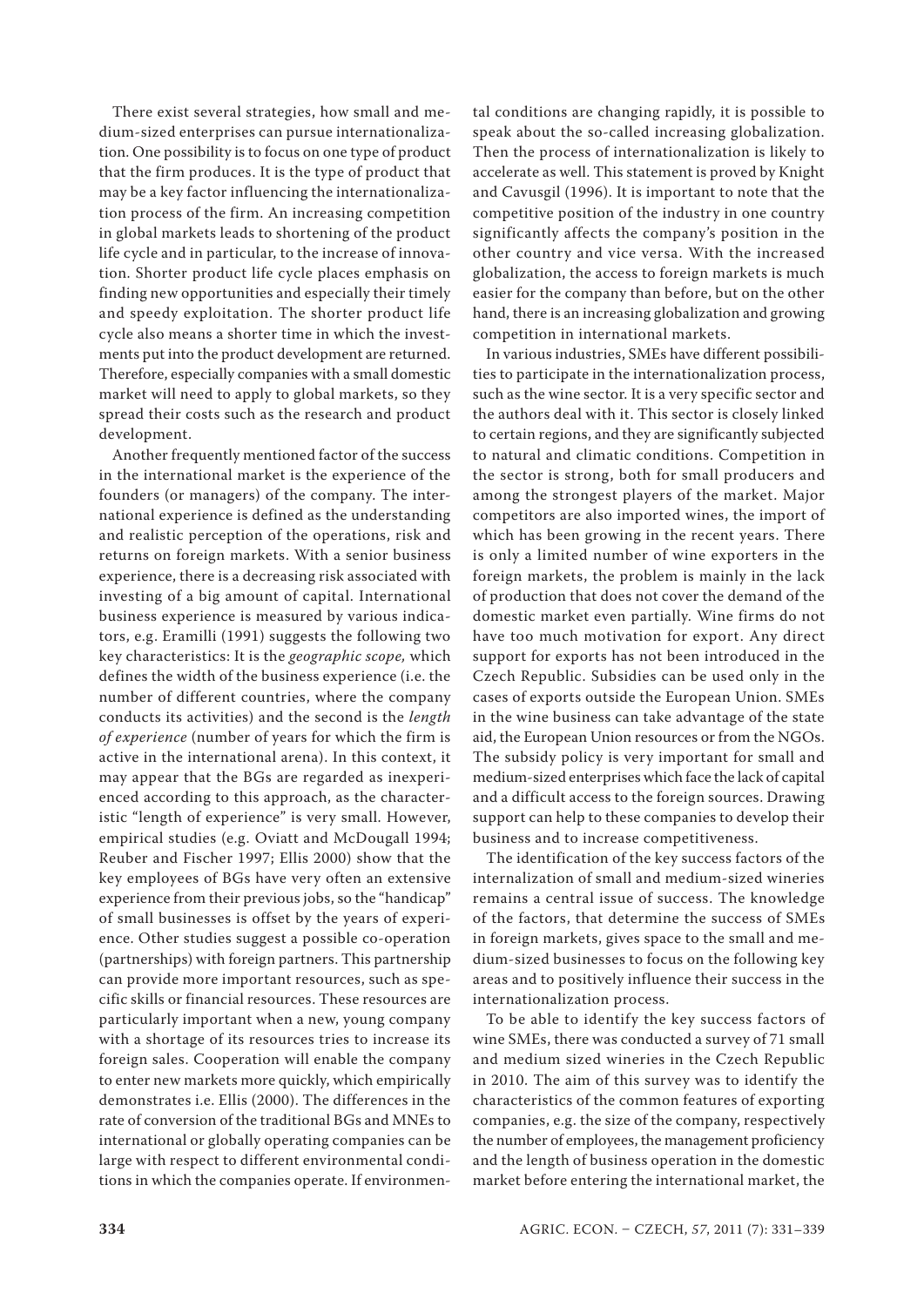There exist several strategies, how small and medium-sized enterprises can pursue internationalization. One possibility is to focus on one type of product that the firm produces. It is the type of product that may be a key factor influencing the internationalization process of the firm. An increasing competition in global markets leads to shortening of the product life cycle and in particular, to the increase of innovation. Shorter product life cycle places emphasis on finding new opportunities and especially their timely and speedy exploitation. The shorter product life cycle also means a shorter time in which the investments put into the product development are returned. Therefore, especially companies with a small domestic market will need to apply to global markets, so they spread their costs such as the research and product development.

Another frequently mentioned factor of the success in the international market is the experience of the founders (or managers) of the company. The international experience is defined as the understanding and realistic perception of the operations, risk and returns on foreign markets. With a senior business experience, there is a decreasing risk associated with investing of a big amount of capital. International business experience is measured by various indicators, e.g. Eramilli (1991) suggests the following two key characteristics: It is the *geographic scope,* which defines the width of the business experience (i.e. the number of different countries, where the company conducts its activities) and the second is the *length of experience* (number of years for which the firm is active in the international arena). In this context, it may appear that the BGs are regarded as inexperienced according to this approach, as the characteristic "length of experience" is very small. However, empirical studies (e.g. Oviatt and McDougall 1994; Reuber and Fischer 1997; Ellis 2000) show that the key employees of BGs have very often an extensive experience from their previous jobs, so the "handicap" of small businesses is offset by the years of experience. Other studies suggest a possible co-operation (partnerships) with foreign partners. This partnership can provide more important resources, such as specific skills or financial resources. These resources are particularly important when a new, young company with a shortage of its resources tries to increase its foreign sales. Cooperation will enable the company to enter new markets more quickly, which empirically demonstrates i.e. Ellis (2000). The differences in the rate of conversion of the traditional BGs and MNEs to international or globally operating companies can be large with respect to different environmental conditions in which the companies operate. If environmental conditions are changing rapidly, it is possible to speak about the so-called increasing globalization. Then the process of internationalization is likely to accelerate as well. This statement is proved by Knight and Cavusgil (1996). It is important to note that the competitive position of the industry in one country significantly affects the company's position in the other country and vice versa. With the increased globalization, the access to foreign markets is much easier for the company than before, but on the other hand, there is an increasing globalization and growing competition in international markets.

In various industries, SMEs have different possibilities to participate in the internationalization process, such as the wine sector. It is a very specific sector and the authors deal with it. This sector is closely linked to certain regions, and they are significantly subjected to natural and climatic conditions. Competition in the sector is strong, both for small producers and among the strongest players of the market. Major competitors are also imported wines, the import of which has been growing in the recent years. There is only a limited number of wine exporters in the foreign markets, the problem is mainly in the lack of production that does not cover the demand of the domestic market even partially. Wine firms do not have too much motivation for export. Any direct support for exports has not been introduced in the Czech Republic. Subsidies can be used only in the cases of exports outside the European Union. SMEs in the wine business can take advantage of the state aid, the European Union resources or from the NGOs. The subsidy policy is very important for small and medium-sized enterprises which face the lack of capital and a difficult access to the foreign sources. Drawing support can help to these companies to develop their business and to increase competitiveness.

The identification of the key success factors of the internalization of small and medium-sized wineries remains a central issue of success. The knowledge of the factors, that determine the success of SMEs in foreign markets, gives space to the small and medium-sized businesses to focus on the following key areas and to positively influence their success in the internationalization process.

To be able to identify the key success factors of wine SMEs, there was conducted a survey of 71 small and medium sized wineries in the Czech Republic in 2010. The aim of this survey was to identify the characteristics of the common features of exporting companies, e.g. the size of the company, respectively the number of employees, the management proficiency and the length of business operation in the domestic market before entering the international market, the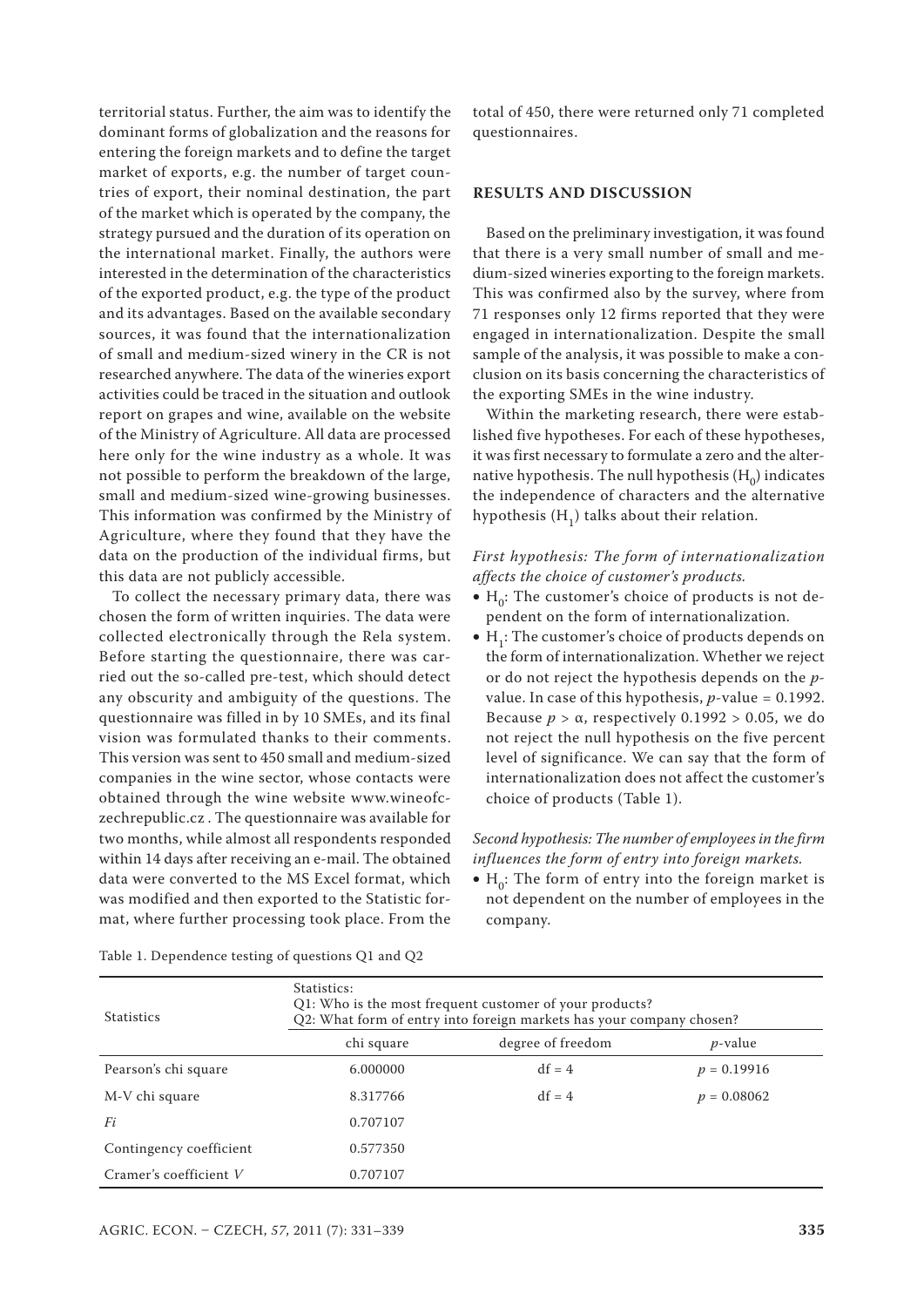territorial status. Further, the aim was to identify the dominant forms of globalization and the reasons for entering the foreign markets and to define the target market of exports, e.g. the number of target countries of export, their nominal destination, the part of the market which is operated by the company, the strategy pursued and the duration of its operation on the international market. Finally, the authors were interested in the determination of the characteristics of the exported product, e.g. the type of the product and its advantages. Based on the available secondary sources, it was found that the internationalization of small and medium-sized winery in the CR is not researched anywhere. The data of the wineries export activities could be traced in the situation and outlook report on grapes and wine, available on the website of the Ministry of Agriculture. All data are processed here only for the wine industry as a whole. It was not possible to perform the breakdown of the large, small and medium-sized wine-growing businesses. This information was confirmed by the Ministry of Agriculture, where they found that they have the data on the production of the individual firms, but this data are not publicly accessible.

To collect the necessary primary data, there was chosen the form of written inquiries. The data were collected electronically through the Rela system. Before starting the questionnaire, there was carried out the so-called pre-test, which should detect any obscurity and ambiguity of the questions. The questionnaire was filled in by 10 SMEs, and its final vision was formulated thanks to their comments. This version was sent to 450 small and medium-sized companies in the wine sector, whose contacts were obtained through the wine website www.wineofczechrepublic.cz . The questionnaire was available for two months, while almost all respondents responded within 14 days after receiving an e-mail. The obtained data were converted to the MS Excel format, which was modified and then exported to the Statistic format, where further processing took place. From the total of 450, there were returned only 71 completed questionnaires.

## RESULTS AND DISCUSSION

Based on the preliminary investigation, it was found that there is a very small number of small and medium-sized wineries exporting to the foreign markets. This was confirmed also by the survey, where from 71 responses only 12 firms reported that they were engaged in internationalization. Despite the small sample of the analysis, it was possible to make a conclusion on its basis concerning the characteristics of the exporting SMEs in the wine industry.

Within the marketing research, there were established five hypotheses. For each of these hypotheses, it was first necessary to formulate a zero and the alternative hypothesis. The null hypothesis ($H_0$) indicates the independence of characters and the alternative hypothesis ($H_1$) talks about their relation.

*First hypothesis: The form of internationalization affects the choice of customer's products.*

- $H_0$: The customer's choice of products is not dependent on the form of internationalization.
- $H_1$: The customer's choice of products depends on the form of internationalization. Whether we reject or do not reject the hypothesis depends on the *p*-value. In case of this hypothesis, *p*-value = 0.1992. Because $p > \alpha$, respectively $0.1992 > 0.05$, we do not reject the null hypothesis on the five percent level of significance. We can say that the form of internationalization does not affect the customer's choice of products (Table 1).

*Second hypothesis: The number of employees in the firm influences the form of entry into foreign markets.*

- $H_0$: The form of entry into the foreign market is not dependent on the number of employees in the company.

Table 1. Dependence testing of questions Q1 and Q2

| Statistics | Statistics:<br>Q1: Who is the most frequent customer of your products?<br>Q2: What form of entry into foreign markets has your company chosen? | | |
|---|---|---|---|
| | chi square | degree of freedom | *p*-value |
| Pearson's chi square | 6.000000 | df = 4 | *p* = 0.19916 |
| M-V chi square | 8.317766 | df = 4 | *p* = 0.08062 |
| *Fi* | 0.707107 | | |
| Contingency coefficient | 0.577350 | | |
| Cramer's coefficient *V* | 0.707107 | | |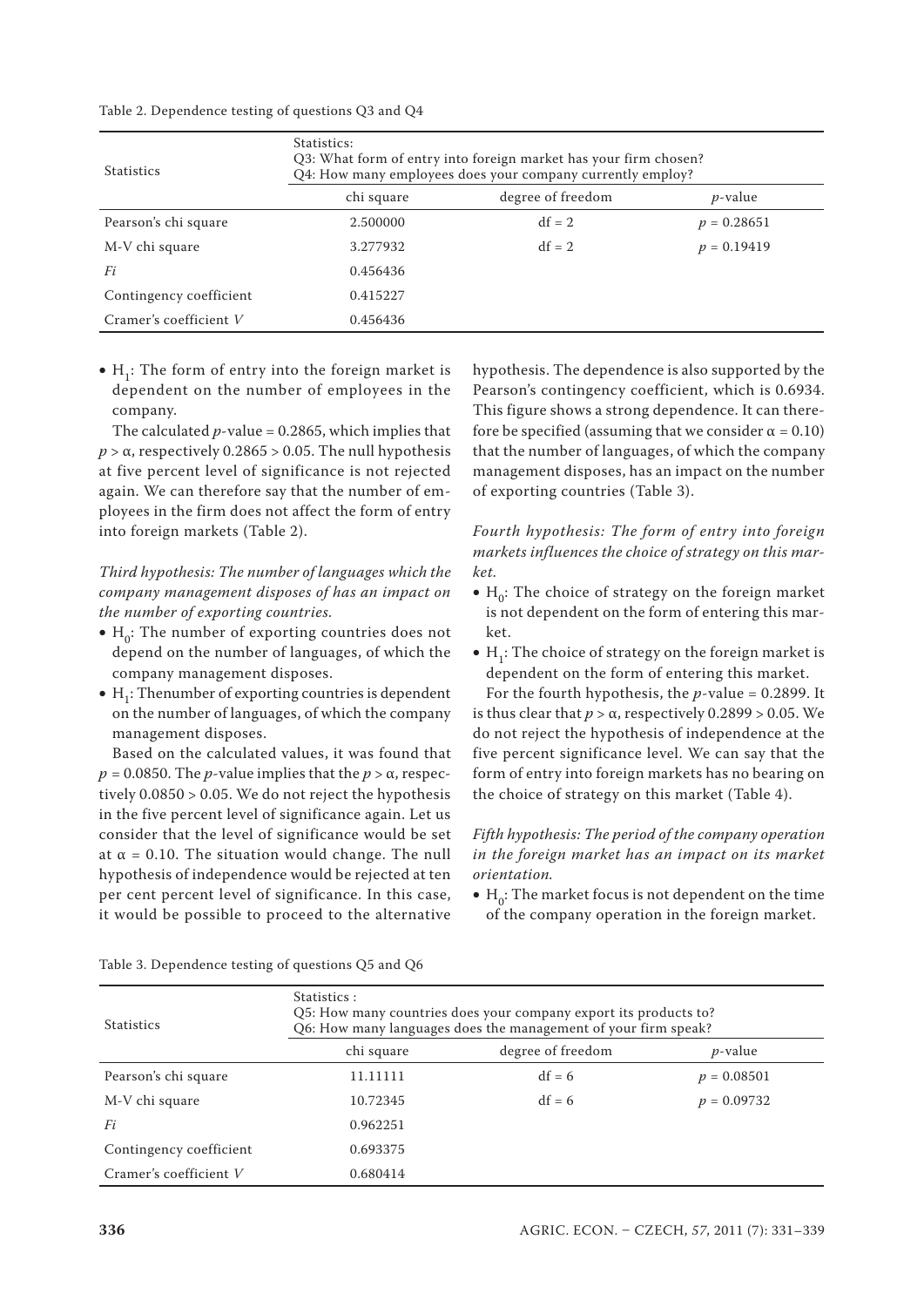Table 2. Dependence testing of questions Q3 and Q4

| Statistics | Statistics: Q3: What form of entry into foreign market has your firm chosen? Q4: How many employees does your company currently employ? | | |
|---|---|---|---|
| | chi square | degree of freedom | *p*-value |
| Pearson's chi square | 2.500000 | df = 2 | $p = 0.28651$ |
| M-V chi square | 3.277932 | df = 2 | $p = 0.19419$ |
| *Fi* | 0.456436 | | |
| Contingency coefficient | 0.415227 | | |
| Cramer's coefficient *V* | 0.456436 | | |

- $H_1$: The form of entry into the foreign market is dependent on the number of employees in the company.

The calculated $p$-value = 0.2865, which implies that $p > \alpha$, respectively $0.2865 > 0.05$. The null hypothesis at five percent level of significance is not rejected again. We can therefore say that the number of employees in the firm does not affect the form of entry into foreign markets (Table 2).

*Third hypothesis: The number of languages which the company management disposes of has an impact on the number of exporting countries.*

- $H_0$: The number of exporting countries does not depend on the number of languages, of which the company management disposes.
- $H_1$: Thenumber of exporting countries is dependent on the number of languages, of which the company management disposes.

Based on the calculated values, it was found that $p = 0.0850$. The $p$-value implies that the $p > \alpha$, respectively $0.0850 > 0.05$. We do not reject the hypothesis in the five percent level of significance again. Let us consider that the level of significance would be set at $\alpha = 0.10$. The situation would change. The null hypothesis of independence would be rejected at ten per cent percent level of significance. In this case, it would be possible to proceed to the alternative hypothesis. The dependence is also supported by the Pearson's contingency coefficient, which is 0.6934. This figure shows a strong dependence. It can therefore be specified (assuming that we consider $\alpha = 0.10$) that the number of languages, of which the company management disposes, has an impact on the number of exporting countries (Table 3).

*Fourth hypothesis: The form of entry into foreign markets influences the choice of strategy on this market.*

- $H_0$: The choice of strategy on the foreign market is not dependent on the form of entering this market.
- $H_1$: The choice of strategy on the foreign market is dependent on the form of entering this market.

For the fourth hypothesis, the $p$-value = 0.2899. It is thus clear that $p > \alpha$, respectively $0.2899 > 0.05$. We do not reject the hypothesis of independence at the five percent significance level. We can say that the form of entry into foreign markets has no bearing on the choice of strategy on this market (Table 4).

*Fifth hypothesis: The period of the company operation in the foreign market has an impact on its market orientation.*

- $H_0$: The market focus is not dependent on the time of the company operation in the foreign market.

Table 3. Dependence testing of questions Q5 and Q6

| Statistics | Statistics : Q5: How many countries does your company export its products to? Q6: How many languages does the management of your firm speak? | | |
|---|---|---|---|
| | chi square | degree of freedom | *p*-value |
| Pearson's chi square | 11.11111 | df = 6 | $p = 0.08501$ |
| M-V chi square | 10.72345 | df = 6 | $p = 0.09732$ |
| *Fi* | 0.962251 | | |
| Contingency coefficient | 0.693375 | | |
| Cramer's coefficient *V* | 0.680414 | | |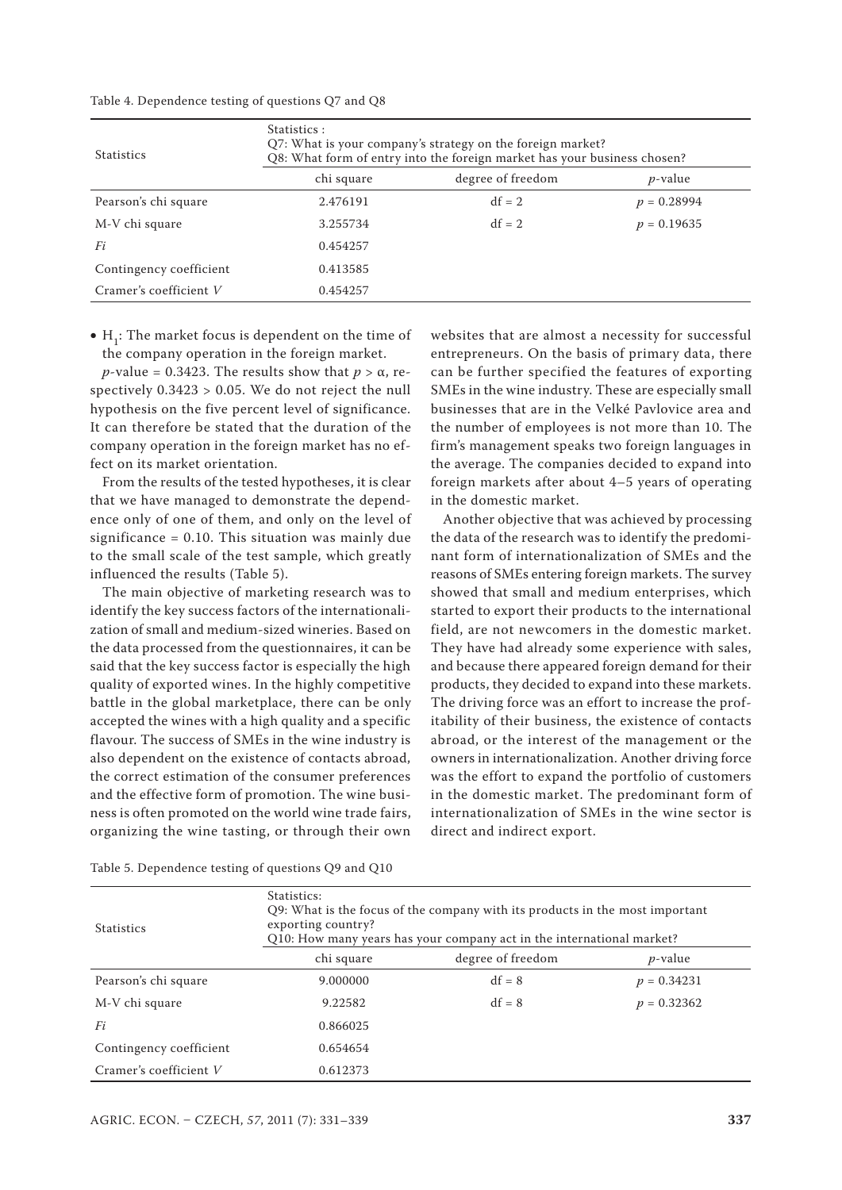Table 4. Dependence testing of questions Q7 and Q8

| Statistics | Statistics : Q7: What is your company's strategy on the foreign market? Q8: What form of entry into the foreign market has your business chosen? | | |
|---|---|---|---|
| | chi square | degree of freedom | *p*-value |
| Pearson's chi square | 2.476191 | df = 2 | $p = 0.28994$ |
| M-V chi square | 3.255734 | df = 2 | $p = 0.19635$ |
| *Fi* | 0.454257 | | |
| Contingency coefficient | 0.413585 | | |
| Cramer's coefficient *V* | 0.454257 | | |

- $H_1$: The market focus is dependent on the time of the company operation in the foreign market.

*p*-value = 0.3423. The results show that $p > \alpha$, respectively $0.3423 > 0.05$. We do not reject the null hypothesis on the five percent level of significance. It can therefore be stated that the duration of the company operation in the foreign market has no effect on its market orientation.

From the results of the tested hypotheses, it is clear that we have managed to demonstrate the dependence only of one of them, and only on the level of significance = 0.10. This situation was mainly due to the small scale of the test sample, which greatly influenced the results (Table 5).

The main objective of marketing research was to identify the key success factors of the internationalization of small and medium-sized wineries. Based on the data processed from the questionnaires, it can be said that the key success factor is especially the high quality of exported wines. In the highly competitive battle in the global marketplace, there can be only accepted the wines with a high quality and a specific flavour. The success of SMEs in the wine industry is also dependent on the existence of contacts abroad, the correct estimation of the consumer preferences and the effective form of promotion. The wine business is often promoted on the world wine trade fairs, organizing the wine tasting, or through their own websites that are almost a necessity for successful entrepreneurs. On the basis of primary data, there can be further specified the features of exporting SMEs in the wine industry. These are especially small businesses that are in the Velké Pavlovice area and the number of employees is not more than 10. The firm's management speaks two foreign languages in the average. The companies decided to expand into foreign markets after about 4–5 years of operating in the domestic market.

Another objective that was achieved by processing the data of the research was to identify the predominant form of internationalization of SMEs and the reasons of SMEs entering foreign markets. The survey showed that small and medium enterprises, which started to export their products to the international field, are not newcomers in the domestic market. They have had already some experience with sales, and because there appeared foreign demand for their products, they decided to expand into these markets. The driving force was an effort to increase the profitability of their business, the existence of contacts abroad, or the interest of the management or the owners in internationalization. Another driving force was the effort to expand the portfolio of customers in the domestic market. The predominant form of internationalization of SMEs in the wine sector is direct and indirect export.

Table 5. Dependence testing of questions Q9 and Q10

| Statistics | Statistics: Q9: What is the focus of the company with its products in the most important exporting country? Q10: How many years has your company act in the international market? | | |
|---|---|---|---|
| | chi square | degree of freedom | *p*-value |
| Pearson's chi square | 9.000000 | df = 8 | $p = 0.34231$ |
| M-V chi square | 9.22582 | df = 8 | $p = 0.32362$ |
| *Fi* | 0.866025 | | |
| Contingency coefficient | 0.654654 | | |
| Cramer's coefficient *V* | 0.612373 | | |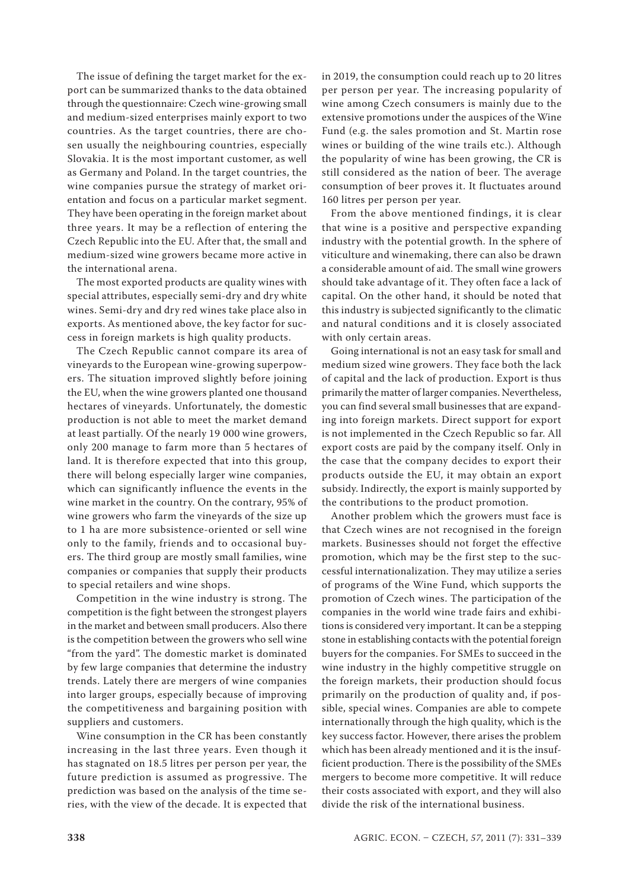The issue of defining the target market for the export can be summarized thanks to the data obtained through the questionnaire: Czech wine-growing small and medium-sized enterprises mainly export to two countries. As the target countries, there are chosen usually the neighbouring countries, especially Slovakia. It is the most important customer, as well as Germany and Poland. In the target countries, the wine companies pursue the strategy of market orientation and focus on a particular market segment. They have been operating in the foreign market about three years. It may be a reflection of entering the Czech Republic into the EU. After that, the small and medium-sized wine growers became more active in the international arena.

The most exported products are quality wines with special attributes, especially semi-dry and dry white wines. Semi-dry and dry red wines take place also in exports. As mentioned above, the key factor for success in foreign markets is high quality products.

The Czech Republic cannot compare its area of vineyards to the European wine-growing superpowers. The situation improved slightly before joining the EU, when the wine growers planted one thousand hectares of vineyards. Unfortunately, the domestic production is not able to meet the market demand at least partially. Of the nearly 19 000 wine growers, only 200 manage to farm more than 5 hectares of land. It is therefore expected that into this group, there will belong especially larger wine companies, which can significantly influence the events in the wine market in the country. On the contrary, 95% of wine growers who farm the vineyards of the size up to 1 ha are more subsistence-oriented or sell wine only to the family, friends and to occasional buyers. The third group are mostly small families, wine companies or companies that supply their products to special retailers and wine shops.

Competition in the wine industry is strong. The competition is the fight between the strongest players in the market and between small producers. Also there is the competition between the growers who sell wine "from the yard". The domestic market is dominated by few large companies that determine the industry trends. Lately there are mergers of wine companies into larger groups, especially because of improving the competitiveness and bargaining position with suppliers and customers.

Wine consumption in the CR has been constantly increasing in the last three years. Even though it has stagnated on 18.5 litres per person per year, the future prediction is assumed as progressive. The prediction was based on the analysis of the time series, with the view of the decade. It is expected that in 2019, the consumption could reach up to 20 litres per person per year. The increasing popularity of wine among Czech consumers is mainly due to the extensive promotions under the auspices of the Wine Fund (e.g. the sales promotion and St. Martin rose wines or building of the wine trails etc.). Although the popularity of wine has been growing, the CR is still considered as the nation of beer. The average consumption of beer proves it. It fluctuates around 160 litres per person per year.

From the above mentioned findings, it is clear that wine is a positive and perspective expanding industry with the potential growth. In the sphere of viticulture and winemaking, there can also be drawn a considerable amount of aid. The small wine growers should take advantage of it. They often face a lack of capital. On the other hand, it should be noted that this industry is subjected significantly to the climatic and natural conditions and it is closely associated with only certain areas.

Going international is not an easy task for small and medium sized wine growers. They face both the lack of capital and the lack of production. Export is thus primarily the matter of larger companies. Nevertheless, you can find several small businesses that are expanding into foreign markets. Direct support for export is not implemented in the Czech Republic so far. All export costs are paid by the company itself. Only in the case that the company decides to export their products outside the EU, it may obtain an export subsidy. Indirectly, the export is mainly supported by the contributions to the product promotion.

Another problem which the growers must face is that Czech wines are not recognised in the foreign markets. Businesses should not forget the effective promotion, which may be the first step to the successful internationalization. They may utilize a series of programs of the Wine Fund, which supports the promotion of Czech wines. The participation of the companies in the world wine trade fairs and exhibitions is considered very important. It can be a stepping stone in establishing contacts with the potential foreign buyers for the companies. For SMEs to succeed in the wine industry in the highly competitive struggle on the foreign markets, their production should focus primarily on the production of quality and, if possible, special wines. Companies are able to compete internationally through the high quality, which is the key success factor. However, there arises the problem which has been already mentioned and it is the insufficient production. There is the possibility of the SMEs mergers to become more competitive. It will reduce their costs associated with export, and they will also divide the risk of the international business.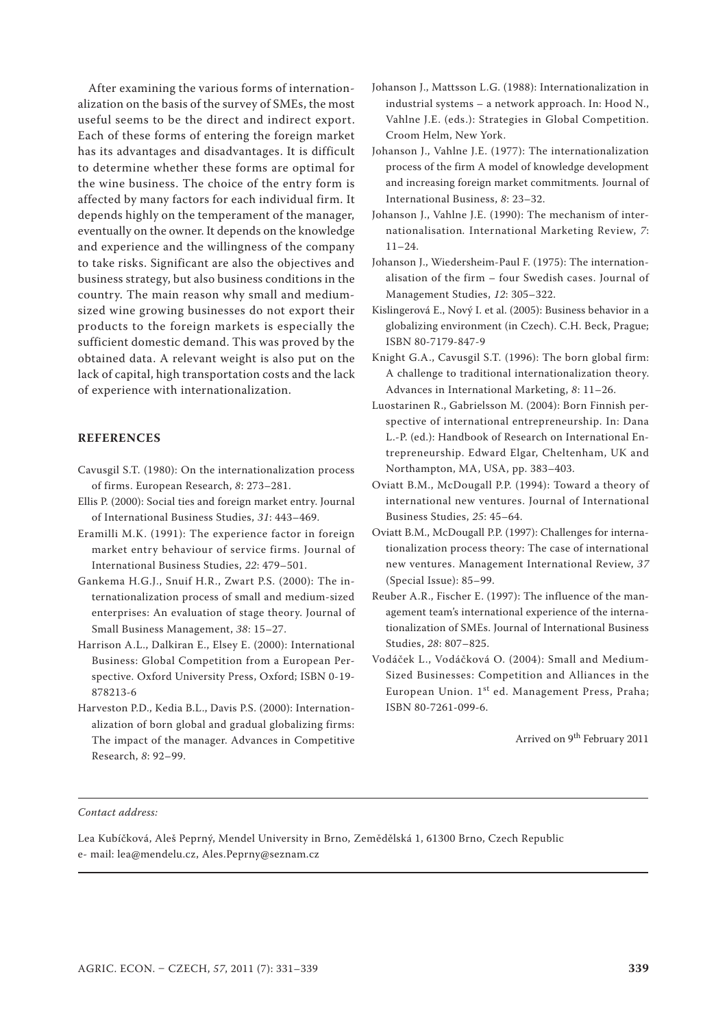After examining the various forms of internationalization on the basis of the survey of SMEs, the most useful seems to be the direct and indirect export. Each of these forms of entering the foreign market has its advantages and disadvantages. It is difficult to determine whether these forms are optimal for the wine business. The choice of the entry form is affected by many factors for each individual firm. It depends highly on the temperament of the manager, eventually on the owner. It depends on the knowledge and experience and the willingness of the company to take risks. Significant are also the objectives and business strategy, but also business conditions in the country. The main reason why small and medium-sized wine growing businesses do not export their products to the foreign markets is especially the sufficient domestic demand. This was proved by the obtained data. A relevant weight is also put on the lack of capital, high transportation costs and the lack of experience with internationalization.

## REFERENCES

Cavusgil S.T. (1980): On the internationalization process of firms. European Research, *8*: 273–281.

Ellis P. (2000): Social ties and foreign market entry. Journal of International Business Studies, *31*: 443–469.

Eramilli M.K. (1991): The experience factor in foreign market entry behaviour of service firms. Journal of International Business Studies, *22*: 479–501.

Gankema H.G.J., Snuif H.R., Zwart P.S. (2000): The internationalization process of small and medium-sized enterprises: An evaluation of stage theory. Journal of Small Business Management, *38*: 15–27.

Harrison A.L., Dalkiran E., Elsey E. (2000): International Business: Global Competition from a European Perspective. Oxford University Press, Oxford; ISBN 0-19-878213-6

Harveston P.D., Kedia B.L., Davis P.S. (2000): Internationalization of born global and gradual globalizing firms: The impact of the manager. Advances in Competitive Research, *8*: 92–99.

Johanson J., Mattsson L.G. (1988): Internationalization in industrial systems – a network approach. In: Hood N., Vahlne J.E. (eds.): Strategies in Global Competition. Croom Helm, New York.

Johanson J., Vahlne J.E. (1977): The internationalization process of the firm A model of knowledge development and increasing foreign market commitments. Journal of International Business, *8*: 23–32.

Johanson J., Vahlne J.E. (1990): The mechanism of internationalisation. International Marketing Review, *7*: 11–24.

Johanson J., Wiedersheim-Paul F. (1975): The internationalisation of the firm – four Swedish cases. Journal of Management Studies, *12*: 305–322.

Kislingerová E., Nový I. et al. (2005): Business behavior in a globalizing environment (in Czech). C.H. Beck, Prague; ISBN 80-7179-847-9

Knight G.A., Cavusgil S.T. (1996): The born global firm: A challenge to traditional internationalization theory. Advances in International Marketing, *8*: 11–26.

Luostarinen R., Gabrielsson M. (2004): Born Finnish perspective of international entrepreneurship. In: Dana L.-P. (ed.): Handbook of Research on International Entrepreneurship. Edward Elgar, Cheltenham, UK and Northampton, MA, USA, pp. 383–403.

Oviatt B.M., McDougall P.P. (1994): Toward a theory of international new ventures. Journal of International Business Studies, *25*: 45–64.

Oviatt B.M., McDougall P.P. (1997): Challenges for internationalization process theory: The case of international new ventures. Management International Review, *37* (Special Issue): 85–99.

Reuber A.R., Fischer E. (1997): The influence of the management team's international experience of the internationalization of SMEs. Journal of International Business Studies, *28*: 807–825.

Vodáček L., Vodáčková O. (2004): Small and Medium-Sized Businesses: Competition and Alliances in the European Union. 1st ed. Management Press, Praha; ISBN 80-7261-099-6.

Arrived on 9th February 2011

*Contact address:*

Lea Kubíčková, Aleš Peprný, Mendel University in Brno, Zemědělská 1, 61300 Brno, Czech Republic
e- mail: lea@mendelu.cz, Ales.Peprny@seznam.cz